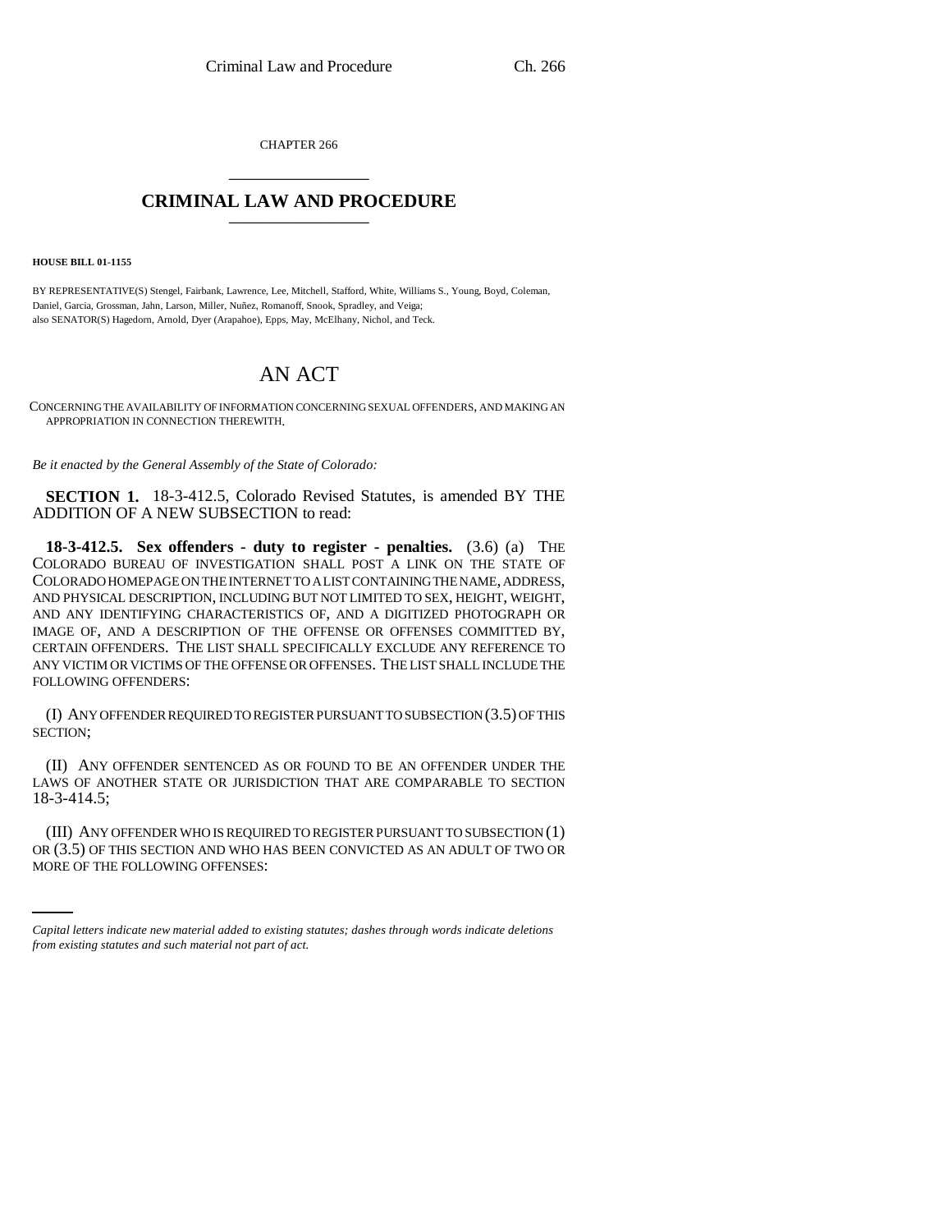CHAPTER 266

# CRIMINAL LAW AND PROCEDURE

**HOUSE BILL 01-1155**

BY REPRESENTATIVE(S) Stengel, Fairbank, Lawrence, Lee, Mitchell, Stafford, White, Williams S., Young, Boyd, Coleman, Daniel, Garcia, Grossman, Jahn, Larson, Miller, Nuñez, Romanoff, Snook, Spradley, and Veiga;
also SENATOR(S) Hagedorn, Arnold, Dyer (Arapahoe), Epps, May, McElhany, Nichol, and Teck.

# AN ACT

CONCERNING THE AVAILABILITY OF INFORMATION CONCERNING SEXUAL OFFENDERS, AND MAKING AN APPROPRIATION IN CONNECTION THEREWITH.

*Be it enacted by the General Assembly of the State of Colorado:*

**SECTION 1.** 18-3-412.5, Colorado Revised Statutes, is amended BY THE ADDITION OF A NEW SUBSECTION to read:

**18-3-412.5. Sex offenders - duty to register - penalties.** (3.6) (a) THE COLORADO BUREAU OF INVESTIGATION SHALL POST A LINK ON THE STATE OF COLORADO HOMEPAGE ON THE INTERNET TO A LIST CONTAINING THE NAME, ADDRESS, AND PHYSICAL DESCRIPTION, INCLUDING BUT NOT LIMITED TO SEX, HEIGHT, WEIGHT, AND ANY IDENTIFYING CHARACTERISTICS OF, AND A DIGITIZED PHOTOGRAPH OR IMAGE OF, AND A DESCRIPTION OF THE OFFENSE OR OFFENSES COMMITTED BY, CERTAIN OFFENDERS. THE LIST SHALL SPECIFICALLY EXCLUDE ANY REFERENCE TO ANY VICTIM OR VICTIMS OF THE OFFENSE OR OFFENSES. THE LIST SHALL INCLUDE THE FOLLOWING OFFENDERS:

(I) ANY OFFENDER REQUIRED TO REGISTER PURSUANT TO SUBSECTION (3.5) OF THIS SECTION;

(II) ANY OFFENDER SENTENCED AS OR FOUND TO BE AN OFFENDER UNDER THE LAWS OF ANOTHER STATE OR JURISDICTION THAT ARE COMPARABLE TO SECTION 18-3-414.5;

(III) ANY OFFENDER WHO IS REQUIRED TO REGISTER PURSUANT TO SUBSECTION (1) OR (3.5) OF THIS SECTION AND WHO HAS BEEN CONVICTED AS AN ADULT OF TWO OR MORE OF THE FOLLOWING OFFENSES:

*Capital letters indicate new material added to existing statutes; dashes through words indicate deletions from existing statutes and such material not part of act.*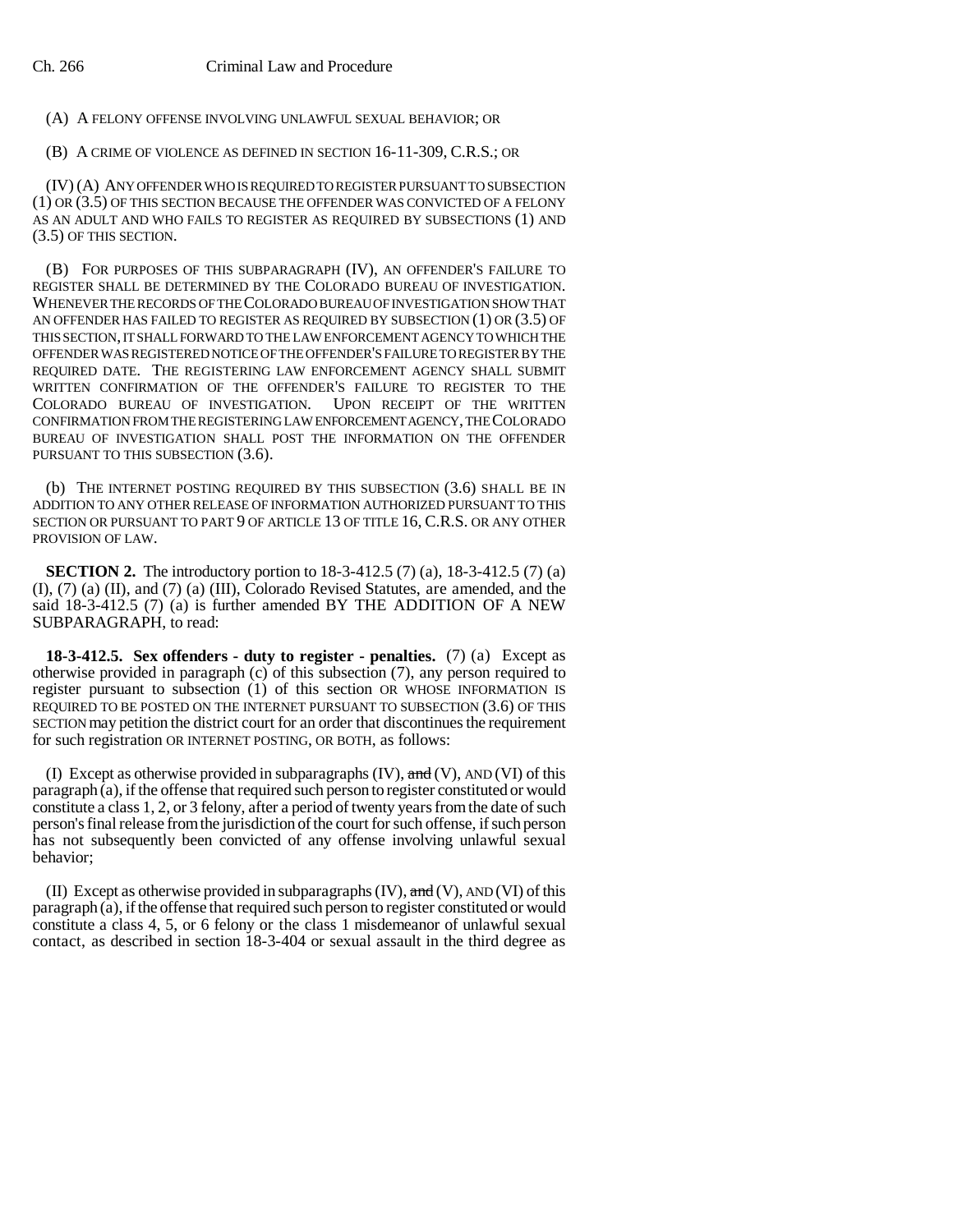(A) A FELONY OFFENSE INVOLVING UNLAWFUL SEXUAL BEHAVIOR; OR

(B) A CRIME OF VIOLENCE AS DEFINED IN SECTION 16-11-309, C.R.S.; OR

(IV) (A) ANY OFFENDER WHO IS REQUIRED TO REGISTER PURSUANT TO SUBSECTION (1) OR (3.5) OF THIS SECTION BECAUSE THE OFFENDER WAS CONVICTED OF A FELONY AS AN ADULT AND WHO FAILS TO REGISTER AS REQUIRED BY SUBSECTIONS (1) AND (3.5) OF THIS SECTION.

(B) FOR PURPOSES OF THIS SUBPARAGRAPH (IV), AN OFFENDER'S FAILURE TO REGISTER SHALL BE DETERMINED BY THE COLORADO BUREAU OF INVESTIGATION. WHENEVER THE RECORDS OF THE COLORADO BUREAU OF INVESTIGATION SHOW THAT AN OFFENDER HAS FAILED TO REGISTER AS REQUIRED BY SUBSECTION (1) OR (3.5) OF THIS SECTION, IT SHALL FORWARD TO THE LAW ENFORCEMENT AGENCY TO WHICH THE OFFENDER WAS REGISTERED NOTICE OF THE OFFENDER'S FAILURE TO REGISTER BY THE REQUIRED DATE. THE REGISTERING LAW ENFORCEMENT AGENCY SHALL SUBMIT WRITTEN CONFIRMATION OF THE OFFENDER'S FAILURE TO REGISTER TO THE COLORADO BUREAU OF INVESTIGATION. UPON RECEIPT OF THE WRITTEN CONFIRMATION FROM THE REGISTERING LAW ENFORCEMENT AGENCY, THE COLORADO BUREAU OF INVESTIGATION SHALL POST THE INFORMATION ON THE OFFENDER PURSUANT TO THIS SUBSECTION (3.6).

(b) THE INTERNET POSTING REQUIRED BY THIS SUBSECTION (3.6) SHALL BE IN ADDITION TO ANY OTHER RELEASE OF INFORMATION AUTHORIZED PURSUANT TO THIS SECTION OR PURSUANT TO PART 9 OF ARTICLE 13 OF TITLE 16, C.R.S. OR ANY OTHER PROVISION OF LAW.

**SECTION 2.** The introductory portion to 18-3-412.5 (7) (a), 18-3-412.5 (7) (a) (I), (7) (a) (II), and (7) (a) (III), Colorado Revised Statutes, are amended, and the said 18-3-412.5 (7) (a) is further amended BY THE ADDITION OF A NEW SUBPARAGRAPH, to read:

**18-3-412.5. Sex offenders - duty to register - penalties.** (7) (a) Except as otherwise provided in paragraph (c) of this subsection (7), any person required to register pursuant to subsection (1) of this section OR WHOSE INFORMATION IS REQUIRED TO BE POSTED ON THE INTERNET PURSUANT TO SUBSECTION (3.6) OF THIS SECTION may petition the district court for an order that discontinues the requirement for such registration OR INTERNET POSTING, OR BOTH, as follows:

(I) Except as otherwise provided in subparagraphs (IV), ~~and~~ (V), AND (VI) of this paragraph (a), if the offense that required such person to register constituted or would constitute a class 1, 2, or 3 felony, after a period of twenty years from the date of such person's final release from the jurisdiction of the court for such offense, if such person has not subsequently been convicted of any offense involving unlawful sexual behavior;

(II) Except as otherwise provided in subparagraphs (IV), ~~and~~ (V), AND (VI) of this paragraph (a), if the offense that required such person to register constituted or would constitute a class 4, 5, or 6 felony or the class 1 misdemeanor of unlawful sexual contact, as described in section 18-3-404 or sexual assault in the third degree as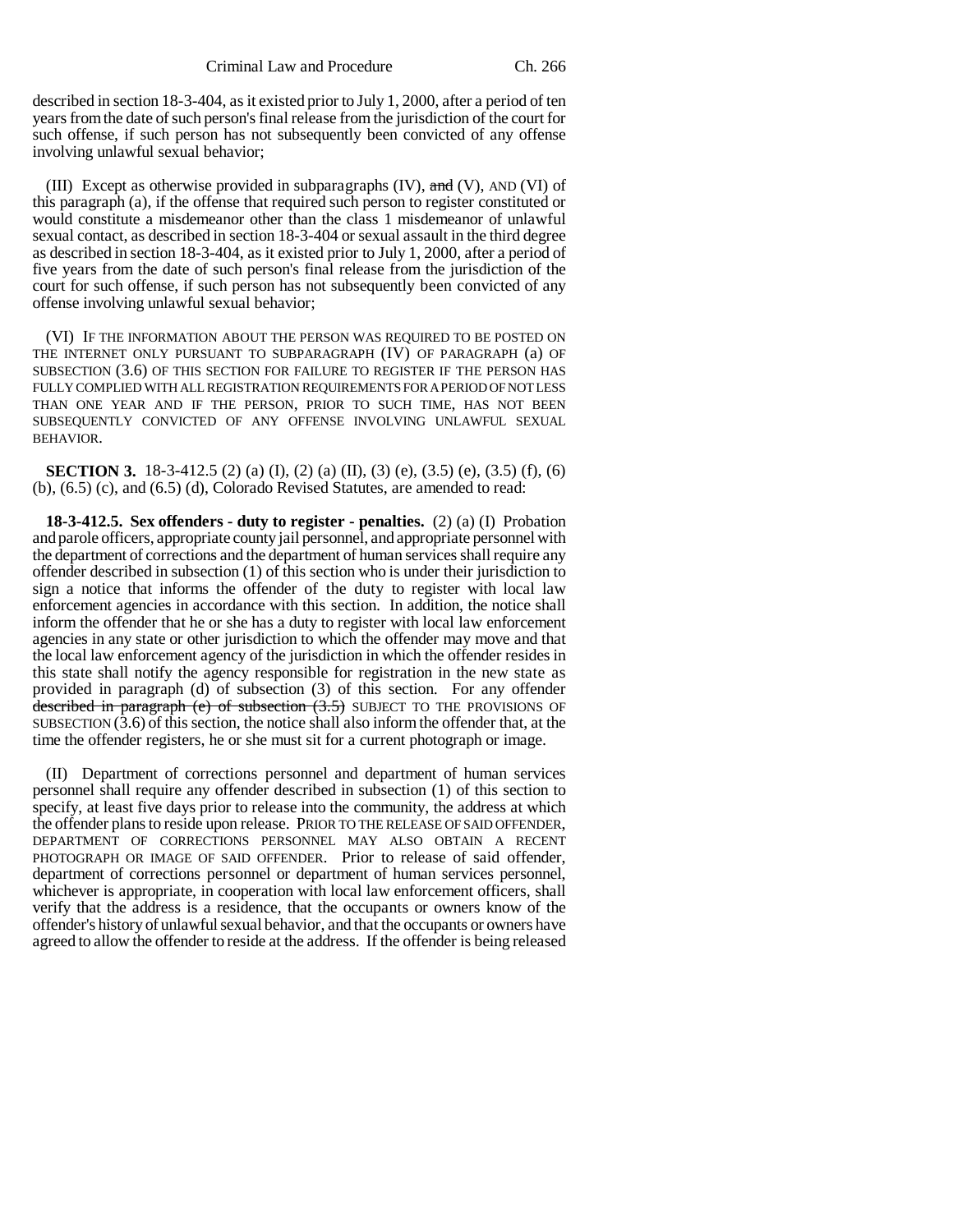described in section 18-3-404, as it existed prior to July 1, 2000, after a period of ten years from the date of such person's final release from the jurisdiction of the court for such offense, if such person has not subsequently been convicted of any offense involving unlawful sexual behavior;

(III) Except as otherwise provided in subparagraphs (IV), ~~and~~ (V), AND (VI) of this paragraph (a), if the offense that required such person to register constituted or would constitute a misdemeanor other than the class 1 misdemeanor of unlawful sexual contact, as described in section 18-3-404 or sexual assault in the third degree as described in section 18-3-404, as it existed prior to July 1, 2000, after a period of five years from the date of such person's final release from the jurisdiction of the court for such offense, if such person has not subsequently been convicted of any offense involving unlawful sexual behavior;

(VI) IF THE INFORMATION ABOUT THE PERSON WAS REQUIRED TO BE POSTED ON THE INTERNET ONLY PURSUANT TO SUBPARAGRAPH (IV) OF PARAGRAPH (a) OF SUBSECTION (3.6) OF THIS SECTION FOR FAILURE TO REGISTER IF THE PERSON HAS FULLY COMPLIED WITH ALL REGISTRATION REQUIREMENTS FOR A PERIOD OF NOT LESS THAN ONE YEAR AND IF THE PERSON, PRIOR TO SUCH TIME, HAS NOT BEEN SUBSEQUENTLY CONVICTED OF ANY OFFENSE INVOLVING UNLAWFUL SEXUAL BEHAVIOR.

**SECTION 3.** 18-3-412.5 (2) (a) (I), (2) (a) (II), (3) (e), (3.5) (e), (3.5) (f), (6) (b), (6.5) (c), and (6.5) (d), Colorado Revised Statutes, are amended to read:

**18-3-412.5. Sex offenders - duty to register - penalties.** (2) (a) (I) Probation and parole officers, appropriate county jail personnel, and appropriate personnel with the department of corrections and the department of human services shall require any offender described in subsection (1) of this section who is under their jurisdiction to sign a notice that informs the offender of the duty to register with local law enforcement agencies in accordance with this section. In addition, the notice shall inform the offender that he or she has a duty to register with local law enforcement agencies in any state or other jurisdiction to which the offender may move and that the local law enforcement agency of the jurisdiction in which the offender resides in this state shall notify the agency responsible for registration in the new state as provided in paragraph (d) of subsection (3) of this section. For any offender ~~described in paragraph (e) of subsection (3.5)~~ SUBJECT TO THE PROVISIONS OF SUBSECTION (3.6) of this section, the notice shall also inform the offender that, at the time the offender registers, he or she must sit for a current photograph or image.

(II) Department of corrections personnel and department of human services personnel shall require any offender described in subsection (1) of this section to specify, at least five days prior to release into the community, the address at which the offender plans to reside upon release. PRIOR TO THE RELEASE OF SAID OFFENDER, DEPARTMENT OF CORRECTIONS PERSONNEL MAY ALSO OBTAIN A RECENT PHOTOGRAPH OR IMAGE OF SAID OFFENDER. Prior to release of said offender, department of corrections personnel or department of human services personnel, whichever is appropriate, in cooperation with local law enforcement officers, shall verify that the address is a residence, that the occupants or owners know of the offender's history of unlawful sexual behavior, and that the occupants or owners have agreed to allow the offender to reside at the address. If the offender is being released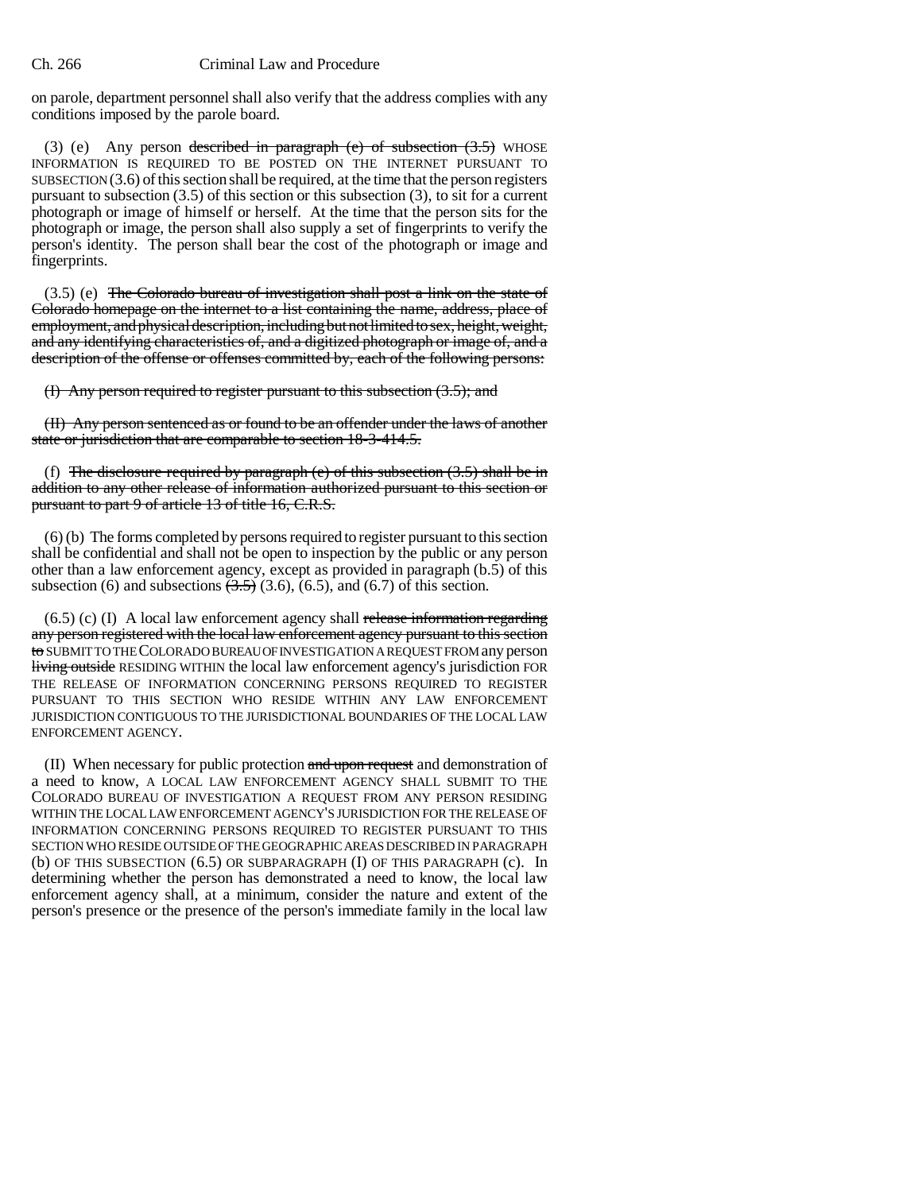on parole, department personnel shall also verify that the address complies with any conditions imposed by the parole board.

(3) (e) Any person ~~described in paragraph (e) of subsection (3.5)~~ WHOSE INFORMATION IS REQUIRED TO BE POSTED ON THE INTERNET PURSUANT TO SUBSECTION (3.6) of this section shall be required, at the time that the person registers pursuant to subsection (3.5) of this section or this subsection (3), to sit for a current photograph or image of himself or herself. At the time that the person sits for the photograph or image, the person shall also supply a set of fingerprints to verify the person's identity. The person shall bear the cost of the photograph or image and fingerprints.

(3.5) (e) ~~The Colorado bureau of investigation shall post a link on the state of Colorado homepage on the internet to a list containing the name, address, place of employment, and physical description, including but not limited to sex, height, weight, and any identifying characteristics of, and a digitized photograph or image of, and a description of the offense or offenses committed by, each of the following persons:~~

~~(I) Any person required to register pursuant to this subsection (3.5); and~~

~~(II) Any person sentenced as or found to be an offender under the laws of another state or jurisdiction that are comparable to section 18-3-414.5.~~

(f) ~~The disclosure required by paragraph (e) of this subsection (3.5) shall be in addition to any other release of information authorized pursuant to this section or pursuant to part 9 of article 13 of title 16, C.R.S.~~

(6) (b) The forms completed by persons required to register pursuant to this section shall be confidential and shall not be open to inspection by the public or any person other than a law enforcement agency, except as provided in paragraph (b.5) of this subsection (6) and subsections ~~(3.5)~~ (3.6), (6.5), and (6.7) of this section.

(6.5) (c) (I) A local law enforcement agency shall ~~release information regarding any person registered with the local law enforcement agency pursuant to this section to~~ SUBMIT TO THE COLORADO BUREAU OF INVESTIGATION A REQUEST FROM any person ~~living outside~~ RESIDING WITHIN the local law enforcement agency's jurisdiction FOR THE RELEASE OF INFORMATION CONCERNING PERSONS REQUIRED TO REGISTER PURSUANT TO THIS SECTION WHO RESIDE WITHIN ANY LAW ENFORCEMENT JURISDICTION CONTIGUOUS TO THE JURISDICTIONAL BOUNDARIES OF THE LOCAL LAW ENFORCEMENT AGENCY.

(II) When necessary for public protection ~~and upon request~~ and demonstration of a need to know, A LOCAL LAW ENFORCEMENT AGENCY SHALL SUBMIT TO THE COLORADO BUREAU OF INVESTIGATION A REQUEST FROM ANY PERSON RESIDING WITHIN THE LOCAL LAW ENFORCEMENT AGENCY'S JURISDICTION FOR THE RELEASE OF INFORMATION CONCERNING PERSONS REQUIRED TO REGISTER PURSUANT TO THIS SECTION WHO RESIDE OUTSIDE OF THE GEOGRAPHIC AREAS DESCRIBED IN PARAGRAPH (b) OF THIS SUBSECTION (6.5) OR SUBPARAGRAPH (I) OF THIS PARAGRAPH (c). In determining whether the person has demonstrated a need to know, the local law enforcement agency shall, at a minimum, consider the nature and extent of the person's presence or the presence of the person's immediate family in the local law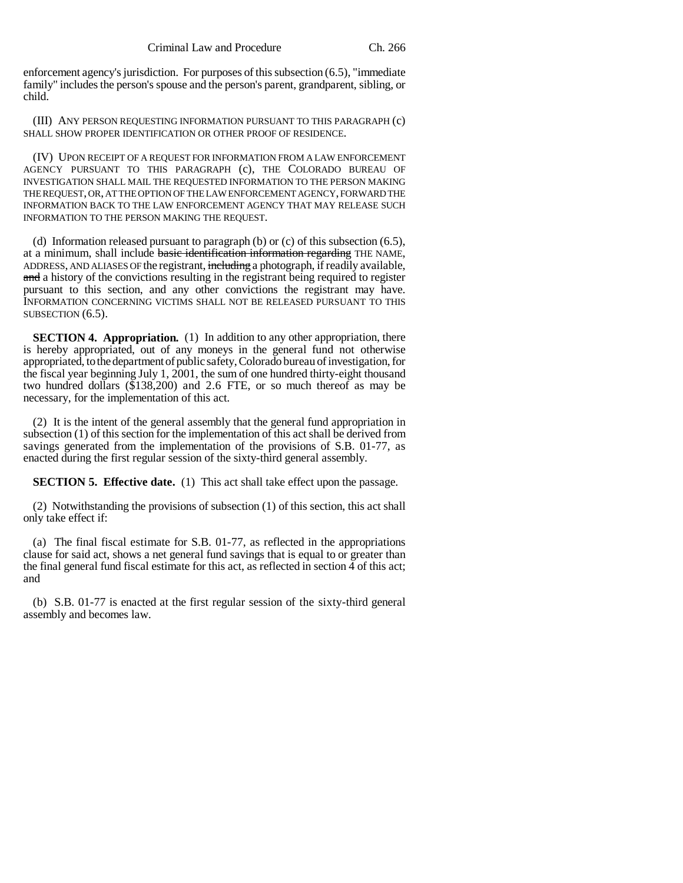enforcement agency's jurisdiction. For purposes of this subsection (6.5), "immediate family" includes the person's spouse and the person's parent, grandparent, sibling, or child.

(III) ANY PERSON REQUESTING INFORMATION PURSUANT TO THIS PARAGRAPH (c) SHALL SHOW PROPER IDENTIFICATION OR OTHER PROOF OF RESIDENCE.

(IV) UPON RECEIPT OF A REQUEST FOR INFORMATION FROM A LAW ENFORCEMENT AGENCY PURSUANT TO THIS PARAGRAPH (c), THE COLORADO BUREAU OF INVESTIGATION SHALL MAIL THE REQUESTED INFORMATION TO THE PERSON MAKING THE REQUEST, OR, AT THE OPTION OF THE LAW ENFORCEMENT AGENCY, FORWARD THE INFORMATION BACK TO THE LAW ENFORCEMENT AGENCY THAT MAY RELEASE SUCH INFORMATION TO THE PERSON MAKING THE REQUEST.

(d) Information released pursuant to paragraph (b) or (c) of this subsection (6.5), at a minimum, shall include ~~basic identification information regarding~~ THE NAME, ADDRESS, AND ALIASES OF the registrant, ~~including~~ a photograph, if readily available, ~~and~~ a history of the convictions resulting in the registrant being required to register pursuant to this section, and any other convictions the registrant may have. INFORMATION CONCERNING VICTIMS SHALL NOT BE RELEASED PURSUANT TO THIS SUBSECTION (6.5).

**SECTION 4. Appropriation.** (1) In addition to any other appropriation, there is hereby appropriated, out of any moneys in the general fund not otherwise appropriated, to the department of public safety, Colorado bureau of investigation, for the fiscal year beginning July 1, 2001, the sum of one hundred thirty-eight thousand two hundred dollars ($138,200) and 2.6 FTE, or so much thereof as may be necessary, for the implementation of this act.

(2) It is the intent of the general assembly that the general fund appropriation in subsection (1) of this section for the implementation of this act shall be derived from savings generated from the implementation of the provisions of S.B. 01-77, as enacted during the first regular session of the sixty-third general assembly.

**SECTION 5. Effective date.** (1) This act shall take effect upon the passage.

(2) Notwithstanding the provisions of subsection (1) of this section, this act shall only take effect if:

(a) The final fiscal estimate for S.B. 01-77, as reflected in the appropriations clause for said act, shows a net general fund savings that is equal to or greater than the final general fund fiscal estimate for this act, as reflected in section 4 of this act; and

(b) S.B. 01-77 is enacted at the first regular session of the sixty-third general assembly and becomes law.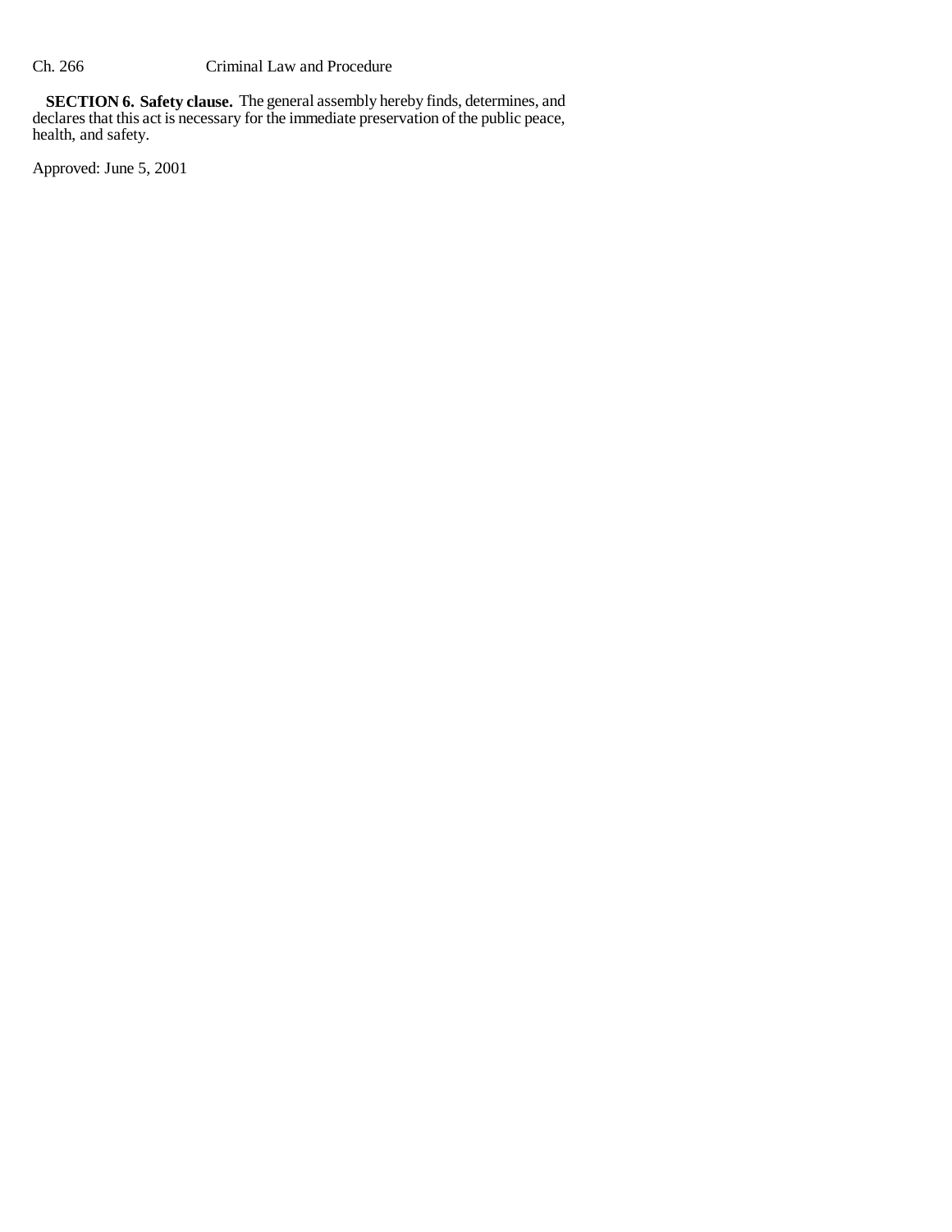**SECTION 6. Safety clause.** The general assembly hereby finds, determines, and declares that this act is necessary for the immediate preservation of the public peace, health, and safety.

Approved: June 5, 2001